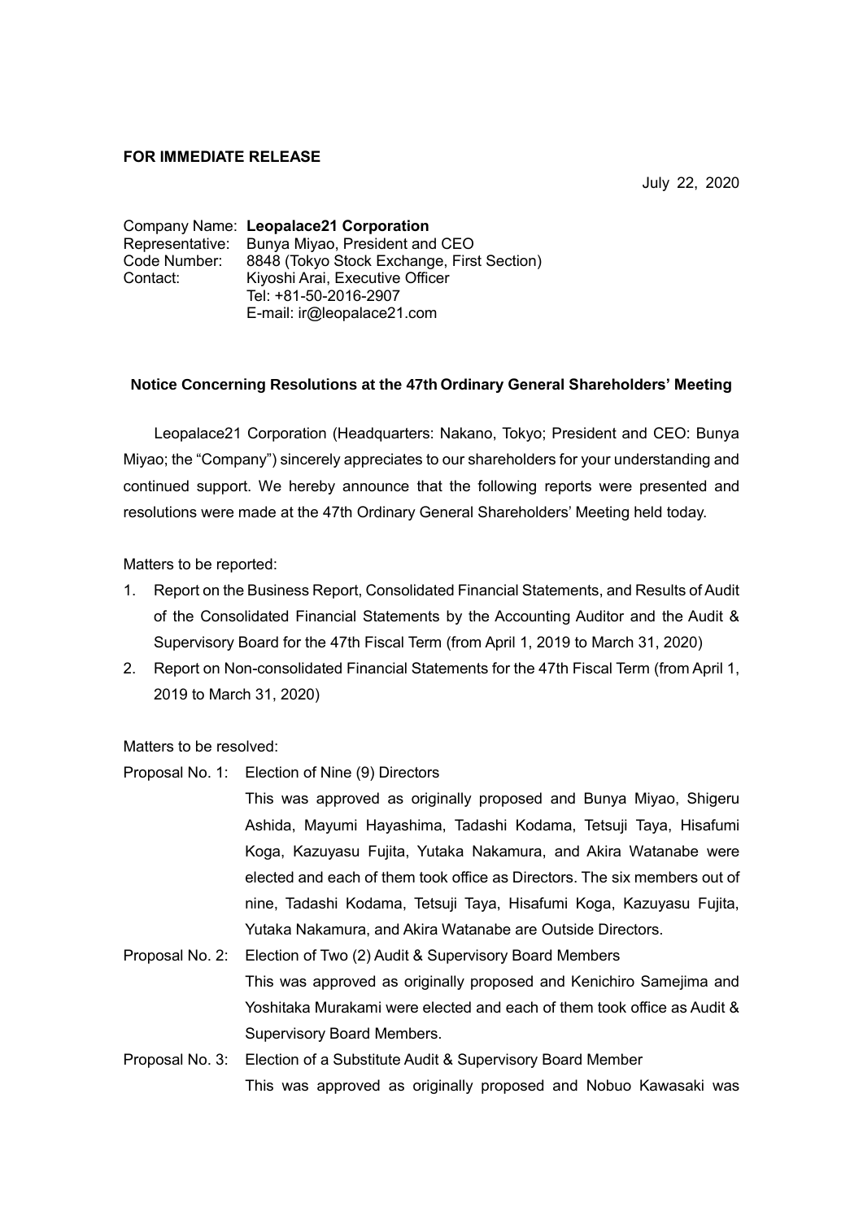**FOR IMMEDIATE RELEASE**

July 22, 2020

Company Name: **Leopalace21 Corporation**
Representative: Bunya Miyao, President and CEO
Code Number: 8848 (Tokyo Stock Exchange, First Section)
Contact: Kiyoshi Arai, Executive Officer
Tel: +81-50-2016-2907
E-mail: ir@leopalace21.com

## Notice Concerning Resolutions at the 47th Ordinary General Shareholders' Meeting

Leopalace21 Corporation (Headquarters: Nakano, Tokyo; President and CEO: Bunya Miyao; the "Company") sincerely appreciates to our shareholders for your understanding and continued support. We hereby announce that the following reports were presented and resolutions were made at the 47th Ordinary General Shareholders' Meeting held today.

Matters to be reported:

1. Report on the Business Report, Consolidated Financial Statements, and Results of Audit of the Consolidated Financial Statements by the Accounting Auditor and the Audit & Supervisory Board for the 47th Fiscal Term (from April 1, 2019 to March 31, 2020)
2. Report on Non-consolidated Financial Statements for the 47th Fiscal Term (from April 1, 2019 to March 31, 2020)

Matters to be resolved:

Proposal No. 1: Election of Nine (9) Directors

This was approved as originally proposed and Bunya Miyao, Shigeru Ashida, Mayumi Hayashima, Tadashi Kodama, Tetsuji Taya, Hisafumi Koga, Kazuyasu Fujita, Yutaka Nakamura, and Akira Watanabe were elected and each of them took office as Directors. The six members out of nine, Tadashi Kodama, Tetsuji Taya, Hisafumi Koga, Kazuyasu Fujita, Yutaka Nakamura, and Akira Watanabe are Outside Directors.

Proposal No. 2: Election of Two (2) Audit & Supervisory Board Members

This was approved as originally proposed and Kenichiro Samejima and Yoshitaka Murakami were elected and each of them took office as Audit & Supervisory Board Members.

Proposal No. 3: Election of a Substitute Audit & Supervisory Board Member

This was approved as originally proposed and Nobuo Kawasaki was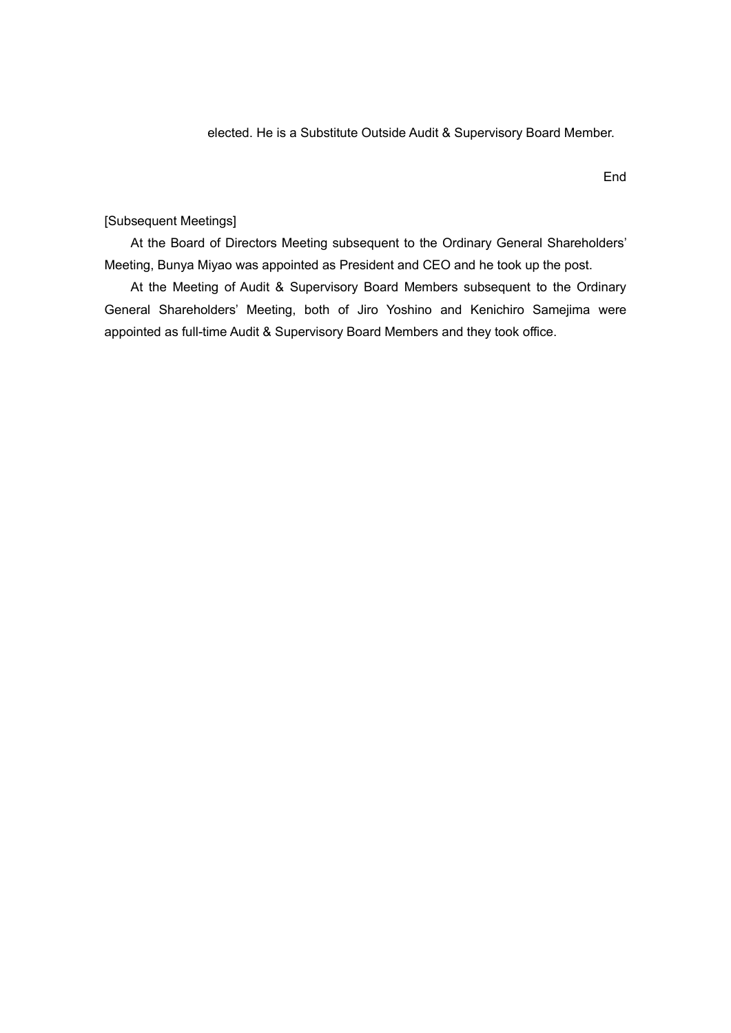elected. He is a Substitute Outside Audit & Supervisory Board Member.

End

[Subsequent Meetings]

At the Board of Directors Meeting subsequent to the Ordinary General Shareholders' Meeting, Bunya Miyao was appointed as President and CEO and he took up the post.

At the Meeting of Audit & Supervisory Board Members subsequent to the Ordinary General Shareholders' Meeting, both of Jiro Yoshino and Kenichiro Samejima were appointed as full-time Audit & Supervisory Board Members and they took office.